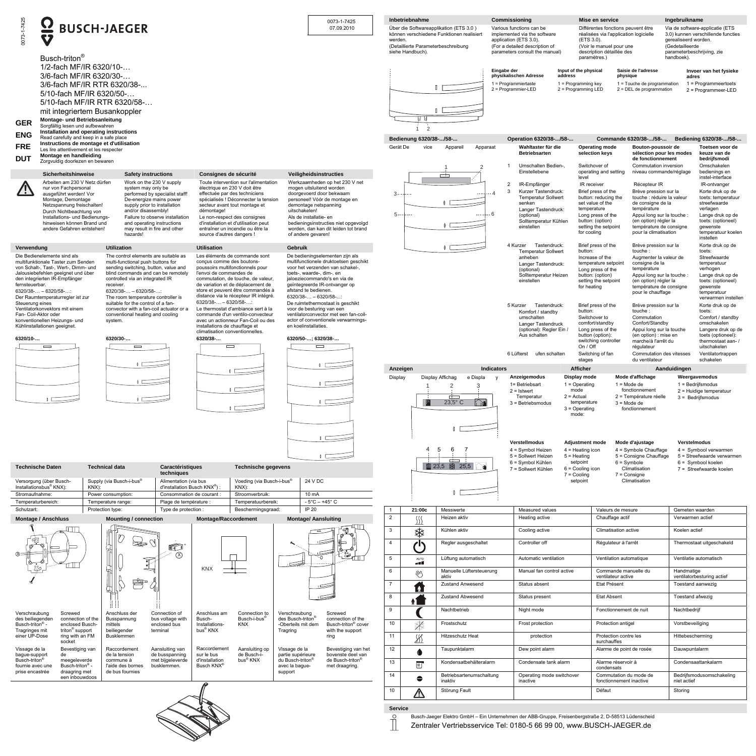# BUSCH-JAEGER

0073-1-7425
07.09.2010

Busch-triton®
1/2-fach MF/IR 6320/10-…
3/6-fach MF/IR 6320/30-…
3/6-fach MF/IR RTR 6320/38-...
5/10-fach MF/IR 6320/50-…
5/10-fach MF/IR RTR 6320/58-…
mit integriertem Busankoppler

**GER** Montage- und Betriebsanleitung
Sorgfältig lesen und aufbewahren

**ENG** Installation and operating instructions
Read carefully and keep in a safe place

**FRE** Instructions de montage et d'utilisation
Les lire attentivement et les respecter

**DUT** Montage en handleiding
Zorgvuldig doorlezen en bewaren

| Sicherheitshinweise | Safety instructions | Consignes de sécurité | Veiligheidsinstructies |
|---|---|---|---|
| Arbeiten am 230 V Netz dürfen nur von Fachpersonal ausgeführt werden! Vor Montage, Demontage Netzspannung freischalten! Durch Nichtbeachtung von Installations- und Bedienungshinweisen können Brand und andere Gefahren entstehen! | Work on the 230 V supply system may only be performed by specialist staff! De-energize mains power supply prior to installation and/or disassembly! Failure to observe installation and operating instructions may result in fire and other hazards! | Toute intervention sur l'alimentation électrique en 230 V doit être effectuée par des techniciens spécialisés ! Déconnecter la tension secteur avant tout montage et démontage! Le non-respect des consignes d'installation et d'utilisation peut entraîner un incendie ou être la source d'autres dangers ! | Werkzaamheden op het 230 V net mogen uitsluitend worden doorgevoerd door bekwaam personeel! Vóór de montage en demontage netspanning uitschakelen! Als de installatie- en bedieningsinstructies niet opgevolgd worden, dan kan dit leiden tot brand of andere gevaren! |

| Verwendung | Utilization | Utilisation | Gebruik |
|---|---|---|---|
| Die Bedienelemente sind als multifunktionale Taster zum Senden von Schalt-, Tast-, Wert-, Dimm- und Jalousiebefehlen geeignet und über den integrierten IR-Empfänger fernsteuerbar. 6320/38-… – 6320/58-…: Der Raumtemperaturregler ist zur Steuerung eines Ventilatorkonvektors mit einem Fan- Coil-Aktor oder konventionellen Heizungs- und Kühlinstallationen geeignet. | The control elements are suitable as multi-functional push buttons for sending switching, button, value and blind commands and can be remotely controlled via an integrated IR receiver. 6320/38-… – 6320/58-…: The room temperature controller is suitable for the control of a fan-convector with a fan-coil actuator or a conventional heating and cooling system. | Les éléments de commande sont conçus comme des boutons-poussoirs multifonctionnels pour l'envoi de commandes de commutation, de touche, de valeur, de variation et de déplacement de store et peuvent être commandés à distance via le récepteur IR intégré. 6320/38-… – 6320/58-…: Le thermostat d'ambiance sert à la commande d'un ventilo-convecteur avec un actionneur Fan-Coil ou des installations de chauffage et climatisation conventionnelles. | De bedieningselementen zijn als multifunctionele druktoetsen geschikt voor het verzenden van schakel-, toets-, waarde-, dim-, en jaloeziecommando's en via de geïntegreerde IR-ontvanger op afstand te bedienen. 6320/38-… – 6320/58-…: De ruimtethermostaat is geschikt voor de besturing van een ventilatorconvector met een fan-coil-actor of conventionele verwarmings- en koelinstallaties. |

6320/10-… 6320/30-… 6320/38-… 6320/50-…; 6320/38-…

| Technische Daten | Technical data | Caractéristiques techniques | Technische gegevens | |
|---|---|---|---|---|
| Versorgung (über Busch-Installationsbus® KNX): | Supply (via Busch-i-bus® KNX): | Alimentation (via bus d'installation Busch KNX®) : | Voeding (via Busch-i-bus® KNX): | 24 V DC |
| Stromaufnahme: | Power consumption: | Consommation de courant : | Stroomverbruik: | 10 mA |
| Temperaturbereich: | Temperature range: | Plage de température : | Temperatuurbereik: | - 5°C – +45° C |
| Schutzart: | Protection type: | Type de protection : | Beschermingsgraad: | IP 20 |

| Montage / Anschluss | Mounting / connection | Montage/Raccordement | Montage/ Aansluiting |
|---|---|---|---|
| Verschraubung des beiliegenden Busch-triton® - Tragringes mit einer UP-Dose | Screwed connection of the enclosed Busch-triton® support ring with an FM socket | Vissage de la bague-support Busch-triton® fournie avec une prise encastrée | Bevestiging van de meegeleverde Busch-triton® - draagring met een inbouwdoos |
| Anschluss der Busspannung mittels beiliegender Busklemmen | Connection of bus voltage with enclosed bus terminal | Raccordement de la tension commune à l'aide des bornes de bus fournies | Aansluiting van de busspanning met bijgeleverde busklemmen. |
| Anschluss am Busch-Installationsbus® KNX | Connection to Busch-i-bus® KNX | Raccordement sur le bus d'installation Busch KNX® | Aansluiting op de Busch-i-bus® KNX |
| Verschraubung des Busch-triton® -Oberteils mit dem Tragring | Screwed connection of the Busch-triton® cover with the support ring | Vissage de la partie supérieure du Busch-triton® avec la bague-support | Bevestiging van het bovenste deel van de Busch-triton® met draagring. |

KNX

| Inbetriebnahme | Commissioning | Mise en service | Ingebruikname |
|---|---|---|---|
| Über die Softwareapplikation (ETS 3.0 ) können verschiedene Funktionen realisiert werden. (Detaillierte Parameterbeschreibung siehe Handbuch). | Various functions can be implemented via the software application (ETS 3.0). (For a detailed description of parameters consult the manual) | Différentes fonctions peuvent être réalisées via l'application logicielle (ETS 3.0). (Voir le manuel pour une description détaillée des paramètres.) | Via de software-applicatie (ETS 3.0) kunnen verschillende functies gerealiseerd worden. (Gedetailleerde parameterbeschrijving, zie handboek). |

| Eingabe der physikalischen Adresse | Input of the physical address | Saisie de l'adresse physique | Invoer van het fysieke adres |
|---|---|---|---|
| 1 = Programmiertaste | 1 = Programming key | 1 = Touche de programmation | 1 = Programmeertoets |
| 2 = Programmier-LED | 2 = Programming LED | 2 = DEL de programmation | 2 = Programmeer-LED |

**Bedienung 6320/38-.../58-... / Operation 6320/38-.../58-... / Commande 6320/38-.../58-... / Bediening 6320/38-.../58-...**

Gerät De vice Appareil Apparaat

| | Wahltaster für die Betriebsarten | Operating mode selection keys | Bouton-poussoir de sélection pour les modes de fonctionnement | Toetsen voor de keuze van de bedrijfsmodi |
|---|---|---|---|---|
| 1 | Umschalten Bedien-, Einstellebene | Switchover of operating and setting level | Commutation inversion niveau commande/réglage | Omschakelen bedienings en instel-interface |
| 2 | IR-Empfänger | IR receiver | Récepteur IR | IR-ontvanger |
| 3 | Kurzer Tastendruck: Temperatur Sollwert senken. Langer Tastendruck: (optional) Solltemperatur Kühlen einstellen | Brief press of the button: reducing the set value of the temperature. Long press of the button: (option) setting the setpoint for cooling | Brève pression sur la touche : réduire la valeur de consigne de la température. Appui long sur la touche : (en option) régler la température de consigne pour la climatisation | Korte druk op de toets: temperatuur streefwaarde verlagen. Lange druk op de toets: (optioneel) gewenste temperatuur koelen instellen |
| 4 | Kurzer Tastendruck: Temperatur Sollwert anheben. Langer Tastendruck: (optional) Solltemperatur Heizen einstellen | Brief press of the button: Increase of the temperature setpoint. Long press of the button: (option) setting the setpoint for heating | Brève pression sur la touche : Augmenter la valeur de consigne de la température. Appui long sur la touche : (en option) régler la température de consigne pour le chauffage | Korte druk op de toets: Streefwaarde temperatuur verhogen. Lange druk op de toets: (optioneel) gewenste temperatuur verwarmen instellen |
| 5 | Kurzer Tastendruck: Komfort / standby umschalten. Langer Tastendruck (optional): Regler Ein / Aus schalten | Brief press of the button: Switchover to comfort/standby. Long press of the button (option): switching controller On / Off | Brève pression sur la touche : Commutation Confort/Standby. Appui long sur la touche (en option) : mise en marche/à l'arrêt du régulateur | Korte druk op de toets: Comfort / standby omschakelen. Langere druk op de toets (optioneel): thermostaat aan- / uitschakelen |
| 6 | Lüfterstufen schalten | Switching of fan stages | Commutation des vitesses du ventilateur | Ventilatortrappen schakelen |

**Anzeigen / Indicators / Afficher / Aanduidingen**

Display Display Affichag e Display

| Anzeigemodus | Display mode | Mode d'affichage | Weergavemodus |
|---|---|---|---|
| 1= Betriebsart | 1 = Operating mode | 1 = Mode de fonctionnement | 1 = Bedrijfsmodus |
| 2 = Istwert Temperatur | 2 = Actual temperature | 2 = Température réelle | 2 = Huidige temperatuur |
| 3 = Betriebsmodus | 3 = Operating mode: | 3 = Mode de fonctionnement | 3 = Bedrijfsmodus |

23,5° C

| Verstellmodus | Adjustment mode | Mode d'ajustage | Verstelmodus |
|---|---|---|---|
| 4 = Symbol Heizen | 4 = Heating icon | 4 = Symbole Chauffage | 4 = Symbool verwarmen |
| 5 = Sollwert Heizen | 5 = Heating setpoint | 5 = Consigne Chauffage | 5 = Streefwaarde verwarmen |
| 6 = Symbol Kühlen | 6 = Cooling icon | 6 = Symbole Climatisation | 6 = Symbool koelen |
| 7 = Sollwert Kühlen | 7 = Cooling setpoint | 7 = Consigne Climatisation | 7 = Streefwaarde koelen |

23,5 25,5

| | | | | | |
|---|---|---|---|---|---|
| 1 | 21:00c | Messwerte | Measured values | Valeurs de mesure | Gemeten waarden |
| 2 | | Heizen aktiv | Heating active | Chauffage actif | Verwarmen actief |
| 3 | | Kühlen aktiv | Cooling active | Climatisation active | Koelen actief |
| 4 | | Regler ausgeschaltet | Controller off | Régulateur à l'arrêt | Thermostaat uitgeschakeld |
| 5 | AUTO | Lüftung automatisch | Automatic ventilation | Ventilation automatique | Ventilatie automatisch |
| 6 | | Manuelle Lüftersteuerung aktiv | Manual fan control active | Commande manuelle du ventilateur active | Handmatige ventilatorbesturing actief |
| 7 | | Zustand Anwesend | Status absent | Etat Présent | Toestand aanwezig |
| 8 | | Zustand Abwesend | Status present | Etat Absent | Toestand afwezig |
| 9 | | Nachtbetrieb | Night mode | Fonctionnement de nuit | Nachtbedrijf |
| 10 | | Frostschutz | Frost protection | Protection antigel | Vorstbeveiliging |
| 11 | | Hitzeschutz Heat | protection | Protection contre les surchauffes | Hittebescherming |
| 12 | | Taupunktalarm | Dew point alarm | Alarme de point de rosée | Dauwpuntalarm |
| 13 | | Kondensatbehälteralarm | Condensate tank alarm | Alarme réservoir à condensats | Condensaattankalarm |
| 14 | | Betriebsartenumschaltung inaktiv | Operating mode switchover inactive | Commutation du mode de fonctionnement inactive | Bedrijfsmodusomschakeling niet actief |
| 10 | | Störung Fault | | Défaut | Storing |

**Service**

Busch-Jaeger Elektro GmbH – Ein Unternehmen der ABB-Gruppe, Freisenbergstraße 2, D-58513 Lüdenscheid

Zentraler Vertriebsservice Tel: 0180-5 66 99 00, www.BUSCH-JAEGER.de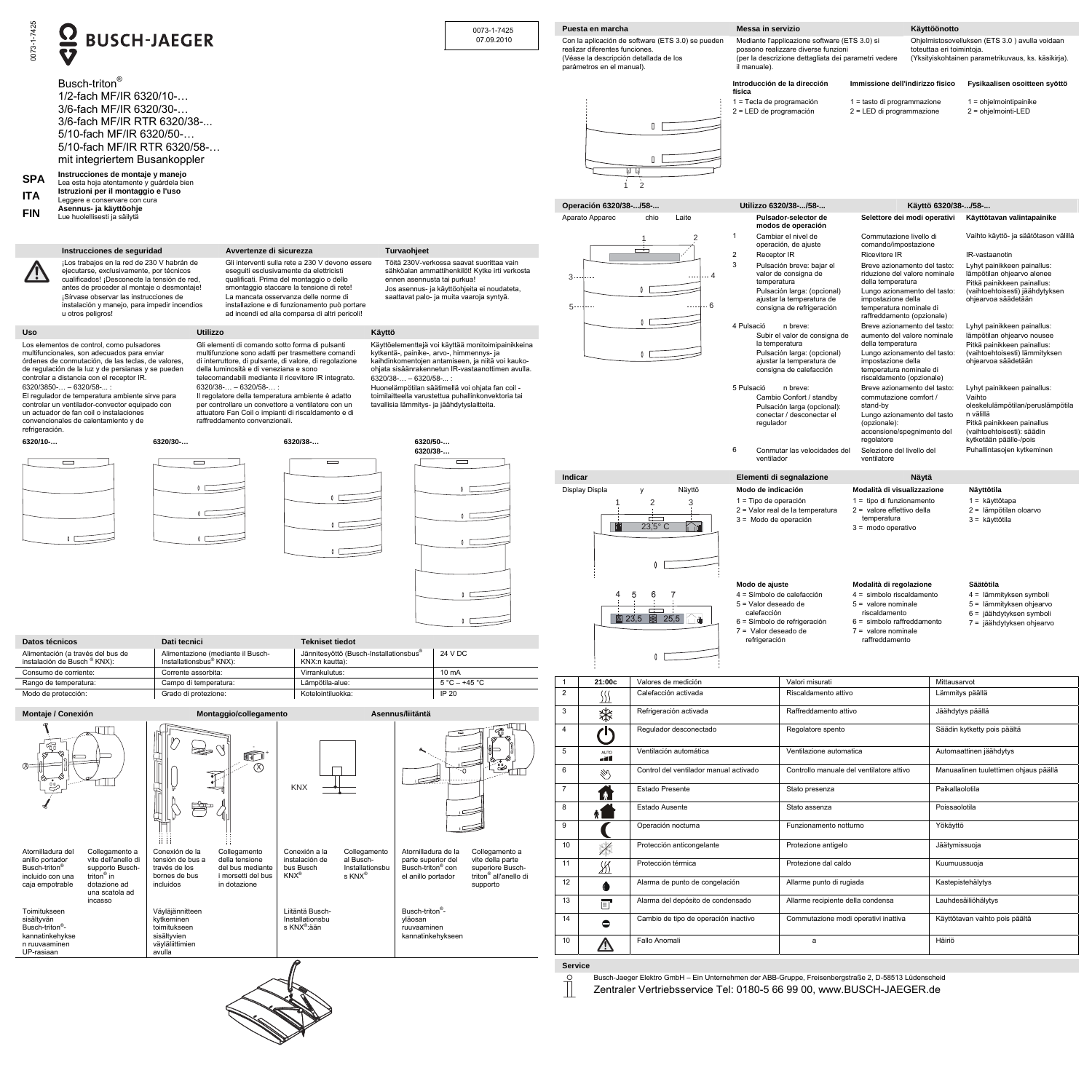0073-1-7425

# BUSCH-JAEGER

0073-1-7425
07.09.2010

Busch-triton®
1/2-fach MF/IR 6320/10-…
3/6-fach MF/IR 6320/30-…
3/6-fach MF/IR RTR 6320/38-...
5/10-fach MF/IR 6320/50-…
5/10-fach MF/IR RTR 6320/58-…
mit integriertem Busankoppler

**SPA** **Instrucciones de montaje y manejo**
Lea esta hoja atentamente y guárdela bien

**ITA** **Istruzioni per il montaggio e l'uso**
Leggere e conservare con cura

**FIN** **Asennus- ja käyttöohje**
Lue huolellisesti ja säilytä

## Instrucciones de seguridad

¡Los trabajos en la red de 230 V habrán de ejecutarse, exclusivamente, por técnicos cualificados! ¡Desconecte la tensión de red, antes de proceder al montaje o desmontaje! ¡Sírvase observar las instrucciones de instalación y manejo, para impedir incendios u otros peligros!

## Avvertenze di sicurezza

Gli interventi sulla rete a 230 V devono essere eseguiti esclusivamente da elettricisti qualificati. Prima del montaggio o dello smontaggio staccare la tensione di rete! La mancata osservanza delle norme di installazione e di funzionamento può portare ad incendi ed alla comparsa di altri pericoli!

## Turvaohjeet

Töitä 230V-verkossa saavat suorittaa vain sähköalan ammattihenkilöt! Kytke irti verkosta ennen asennusta tai purkua! Jos asennus- ja käyttöohjeita ei noudateta, saattavat palo- ja muita vaaroja syntyä.

## Uso

Los elementos de control, como pulsadores multifuncionales, son adecuados para enviar órdenes de conmutación, de las teclas, de valores, de regulación de la luz y de persianas y se pueden controlar a distancia con el receptor IR.
6320/3850-… – 6320/58-… :
El regulador de temperatura ambiente sirve para controlar un ventilador-convector equipado con un actuador de fan coil o instalaciones convencionales de calentamiento y de refrigeración.

## Utilizzo

Gli elementi di comando sotto forma di pulsanti multifunzione sono adatti per trasmettere comandi di interruttore, di pulsante, di valore, di regolazione della luminosità e di veneziana e sono telecomandabili mediante il ricevitore IR integrato.
6320/38-… – 6320/58-… :
Il regolatore della temperatura ambiente è adatto per controllare un convettore a ventilatore con un attuatore Fan Coil o impianti di riscaldamento e di raffreddamento convenzionali.

## Käyttö

Käyttöelementtejä voi käyttää monitoimipainikkeina kytkentä-, painike-, arvo-, himmennys- ja kaihdinkomentojen antamiseen, ja niitä voi kauko-ohjata sisäänrakennetun IR-vastaanottimen avulla.
6320/38-… – 6320/58-... :
Huonelämpötilan säätimellä voi ohjata fan coil -toimilaitteella varustettua puhallinkonvektoria tai tavallisia lämmitys- ja jäähdytyslaitteita.

6320/10-… 6320/30-… 6320/38-… 6320/50-… 6320/38-…

| Datos técnicos | Dati tecnici | Tekniset tiedot | |
|---|---|---|---|
| Alimentación (a través del bus de instalación de Busch ® KNX): | Alimentazione (mediante il Busch-Installationsbus® KNX): | Jännitesyöttö (Busch-Installationsbus® KNX:n kautta): | 24 V DC |
| Consumo de corriente: | Corrente assorbita: | Virrankulutus: | 10 mA |
| Rango de temperatura: | Campo di temperatura: | Lämpötila-alue: | 5 °C – +45 °C |
| Modo de protección: | Grado di protezione: | Kotelointiluokka: | IP 20 |

## Montaje / Conexión — Montaggio/collegamento — Asennus/liitäntä

KNX

| Atornilladura del anillo portador Busch-triton® incluido con una caja empotrable | Collegamento a vite dell'anello di supporto Busch-triton® in dotazione ad una scatola ad incasso | Conexión de la tensión de bus a través de los bornes de bus incluidos | Collegamento della tensione del bus mediante i morsetti del bus in dotazione | Conexión a la instalación de bus Busch KNX® | Collegamento al Busch-Installationsbus KNX® | Atornilladura de la parte superior del Busch-triton® con el anillo portador | Collegamento a vite della parte superiore Busch-triton® all'anello di supporto |
|---|---|---|---|---|---|---|---|
| Toimitukseen sisältyvän Busch-triton®-kannatinkehyksen ruuvaaminen UP-rasiaan | | Väyläjännitteen kytkeminen toimitukseen sisältyvien väyläliittimien avulla | | Liitäntä Busch-Installationsbus KNX®:ään | | Busch-triton®-yläosan ruuvaaminen kannatinkehykseen | |

## Puesta en marcha — Messa in servizio — Käyttöönotto

Con la aplicación de software (ETS 3.0) se pueden realizar diferentes funciones. (Véase la descripción detallada de los parámetros en el manual).

Mediante l'applicazione software (ETS 3.0) si possono realizzare diverse funzioni (per la descrizione dettagliata dei parametri vedere il manuale).

Ohjelmistosovelluksen (ETS 3.0 ) avulla voidaan toteuttaa eri toimintoja. (Yksityiskohtainen parametrikuvaus, ks. käsikirja).

| Introducción de la dirección física | Immissione dell'indirizzo fisico | Fysikaalisen osoitteen syöttö |
|---|---|---|
| 1 = Tecla de programación | 1 = tasto di programmazione | 1 = ohjelmointipainike |
| 2 = LED de programación | 2 = LED di programmazione | 2 = ohjelmointi-LED |

## Operación 6320/38-.../58-... — Utilizzo 6320/38-.../58-... — Käyttö 6320/38-.../58-...

Aparato Apparecchio Laite

| | Pulsador-selector de modos de operación | Selettore dei modi operativi | Käyttötavan valintapainike |
|---|---|---|---|
| 1 | Cambiar el nivel de operación, de ajuste | Commutazione livello di comando/impostazione | Vaihto käyttö- ja säätötason välillä |
| 2 | Receptor IR | Ricevitore IR | IR-vastaanotin |
| 3 | Pulsación breve: bajar el valor de consigna de temperatura<br>Pulsación larga: (opcional) ajustar la temperatura de consigna de refrigeración | Breve azionamento del tasto: riduzione del valore nominale della temperatura<br>Lungo azionamento del tasto: impostazione della temperatura nominale di raffreddamento (opzionale) | Lyhyt painikkeen painallus: lämpötilan ohjearvo alenee<br>Pitkä painikkeen painallus: (vaihtoehtoisesti) jäähdytyksen ohjearvo säädetään |
| 4 | Pulsación breve: Subir el valor de consigna de la temperatura<br>Pulsación larga: (opcional) ajustar la temperatura de consigna de calefacción | Breve azionamento del tasto: aumento del valore nominale della temperatura<br>Lungo azionamento del tasto: impostazione della temperatura nominale di riscaldamento (opzionale) | Lyhyt painikkeen painallus: lämpötilan ohjearvo nousee<br>Pitkä painikkeen painallus: (vaihtoehtoisesti) lämmityksen ohjearvo säädetään |
| 5 | Pulsación breve: Cambio Confort / standby<br>Pulsación larga (opcional): conectar / desconectar el regulador | Breve azionamento del tasto: commutazione comfort / stand-by<br>Lungo azionamento del tasto (opzionale): accensione/spegnimento del regolatore | Lyhyt painikkeen painallus: Vaihto oleskelulämpötilan/peruslämpötilan välillä<br>Pitkä painikkeen painallus (vaihtoehtoisesti): säädin kytketään päälle-/pois |
| 6 | Conmutar las velocidades del ventilador | Selezione del livello del ventilatore | Puhallintasojen kytkeminen |

## Indicar — Elementi di segnalazione — Näyttä

Display Display Näyttö

23,5° C

| Modo de indicación | Modalità di visualizzazione | Näyttötila |
|---|---|---|
| 1 = Tipo de operación | 1 = tipo di funzionamento | 1 = käyttötapa |
| 2 = Valor real de la temperatura | 2 = valore effettivo della temperatura | 2 = lämpötilan oloarvo |
| 3 = Modo de operación | 3 = modo operativo | 3 = käyttötila |

23,5 25,5

| Modo de ajuste | Modalità di regolazione | Säätötila |
|---|---|---|
| 4 = Símbolo de calefacción | 4 = simbolo riscaldamento | 4 = lämmityksen symboli |
| 5 = Valor deseado de calefacción | 5 = valore nominale riscaldamento | 5 = lämmityksen ohjearvo |
| 6 = Símbolo de refrigeración | 6 = simbolo raffreddamento | 6 = jäähdytyksen symboli |
| 7 = Valor deseado de refrigeración | 7 = valore nominale raffreddamento | 7 = jäähdytyksen ohjearvo |

| | | | | |
|---|---|---|---|---|
| 1 | 21:00c | Valores de medición | Valori misurati | Mittausarvot |
| 2 | | Calefacción activada | Riscaldamento attivo | Lämmitys päällä |
| 3 | | Refrigeración activada | Raffreddamento attivo | Jäähdytys päällä |
| 4 | | Regulador desconectado | Regolatore spento | Säädin kytketty pois päältä |
| 5 | AUTO | Ventilación automática | Ventilazione automatica | Automaattinen jäähdytys |
| 6 | | Control del ventilador manual activado | Controllo manuale del ventilatore attivo | Manuaalinen tuulettimen ohjaus päällä |
| 7 | | Estado Presente | Stato presenza | Paikallaolotila |
| 8 | | Estado Ausente | Stato assenza | Poissaolotila |
| 9 | | Operación nocturna | Funzionamento notturno | Yökäyttö |
| 10 | | Protección anticongelante | Protezione antigelo | Jäätymissuoja |
| 11 | | Protección térmica | Protezione dal caldo | Kuumuussuoja |
| 12 | | Alarma de punto de congelación | Allarme punto di rugiada | Kastepistehälytys |
| 13 | | Alarma del depósito de condensado | Allarme recipiente della condensa | Lauhdesäiliöhälytys |
| 14 | | Cambio de tipo de operación inactivo | Commutazione modi operativi inattiva | Käyttötavan vaihto pois päältä |
| 10 | | Fallo Anomali | a | Häiriö |

## Service

Busch-Jaeger Elektro GmbH – Ein Unternehmen der ABB-Gruppe, Freisenbergstraße 2, D-58513 Lüdenscheid

Zentraler Vertriebsservice Tel: 0180-5 66 99 00, www.BUSCH-JAEGER.de